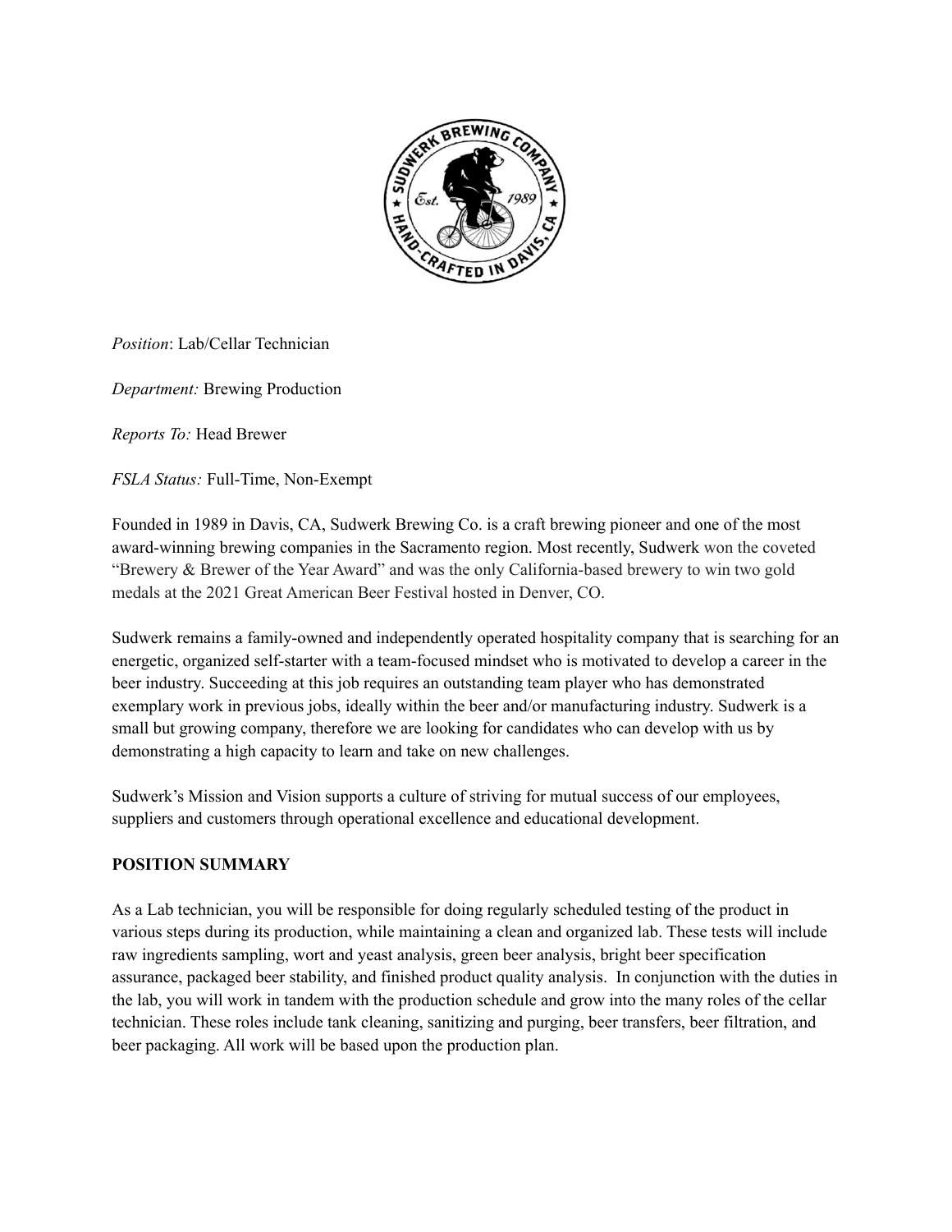*Position*: Lab/Cellar Technician

*Department:* Brewing Production

*Reports To:* Head Brewer

*FSLA Status:* Full-Time, Non-Exempt

Founded in 1989 in Davis, CA, Sudwerk Brewing Co. is a craft brewing pioneer and one of the most award-winning brewing companies in the Sacramento region. Most recently, Sudwerk won the coveted "Brewery & Brewer of the Year Award" and was the only California-based brewery to win two gold medals at the 2021 Great American Beer Festival hosted in Denver, CO.

Sudwerk remains a family-owned and independently operated hospitality company that is searching for an energetic, organized self-starter with a team-focused mindset who is motivated to develop a career in the beer industry. Succeeding at this job requires an outstanding team player who has demonstrated exemplary work in previous jobs, ideally within the beer and/or manufacturing industry. Sudwerk is a small but growing company, therefore we are looking for candidates who can develop with us by demonstrating a high capacity to learn and take on new challenges.

Sudwerk's Mission and Vision supports a culture of striving for mutual success of our employees, suppliers and customers through operational excellence and educational development.

## POSITION SUMMARY

As a Lab technician, you will be responsible for doing regularly scheduled testing of the product in various steps during its production, while maintaining a clean and organized lab. These tests will include raw ingredients sampling, wort and yeast analysis, green beer analysis, bright beer specification assurance, packaged beer stability, and finished product quality analysis. In conjunction with the duties in the lab, you will work in tandem with the production schedule and grow into the many roles of the cellar technician. These roles include tank cleaning, sanitizing and purging, beer transfers, beer filtration, and beer packaging. All work will be based upon the production plan.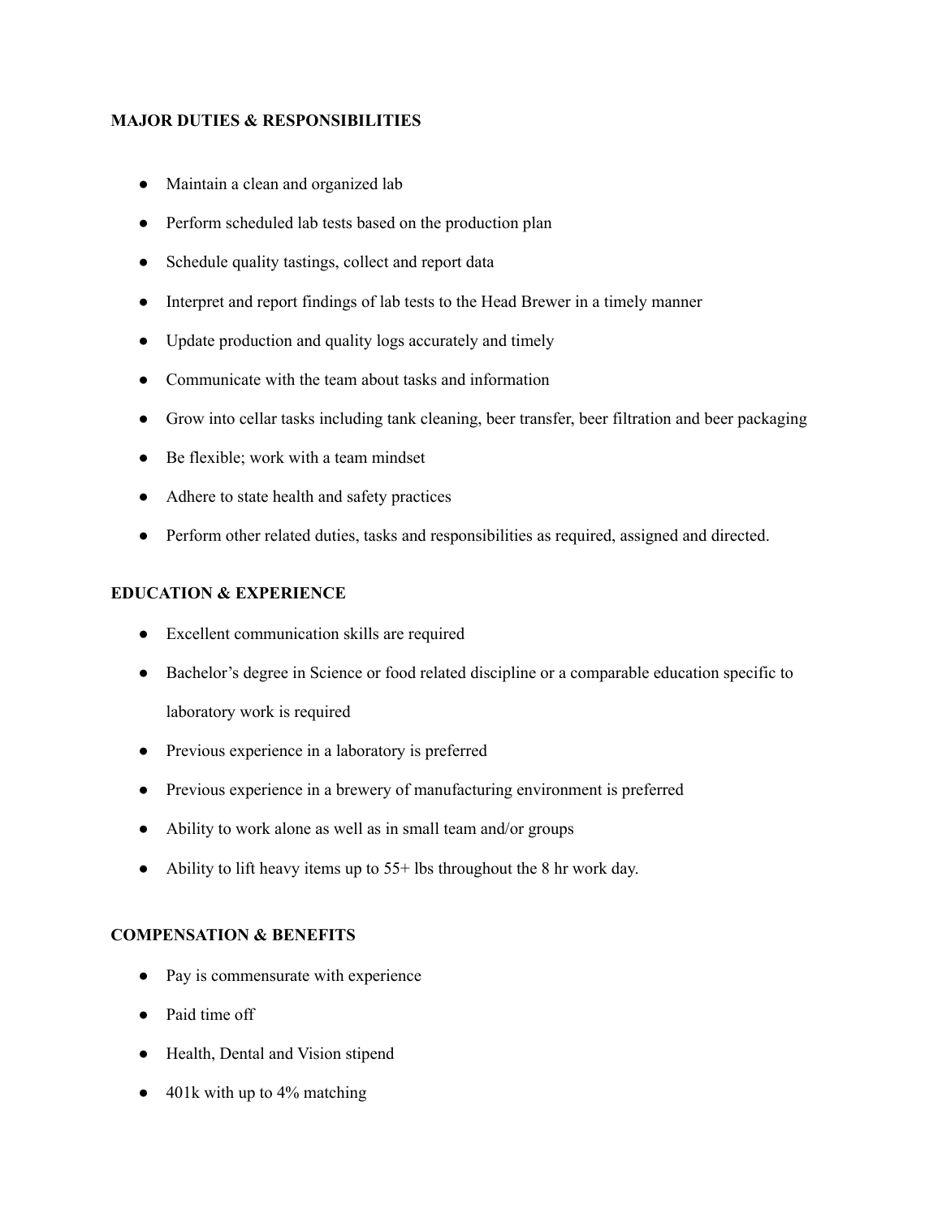**MAJOR DUTIES & RESPONSIBILITIES**

- Maintain a clean and organized lab
- Perform scheduled lab tests based on the production plan
- Schedule quality tastings, collect and report data
- Interpret and report findings of lab tests to the Head Brewer in a timely manner
- Update production and quality logs accurately and timely
- Communicate with the team about tasks and information
- Grow into cellar tasks including tank cleaning, beer transfer, beer filtration and beer packaging
- Be flexible; work with a team mindset
- Adhere to state health and safety practices
- Perform other related duties, tasks and responsibilities as required, assigned and directed.

**EDUCATION & EXPERIENCE**

- Excellent communication skills are required
- Bachelor's degree in Science or food related discipline or a comparable education specific to laboratory work is required
- Previous experience in a laboratory is preferred
- Previous experience in a brewery of manufacturing environment is preferred
- Ability to work alone as well as in small team and/or groups
- Ability to lift heavy items up to 55+ lbs throughout the 8 hr work day.

**COMPENSATION & BENEFITS**

- Pay is commensurate with experience
- Paid time off
- Health, Dental and Vision stipend
- 401k with up to 4% matching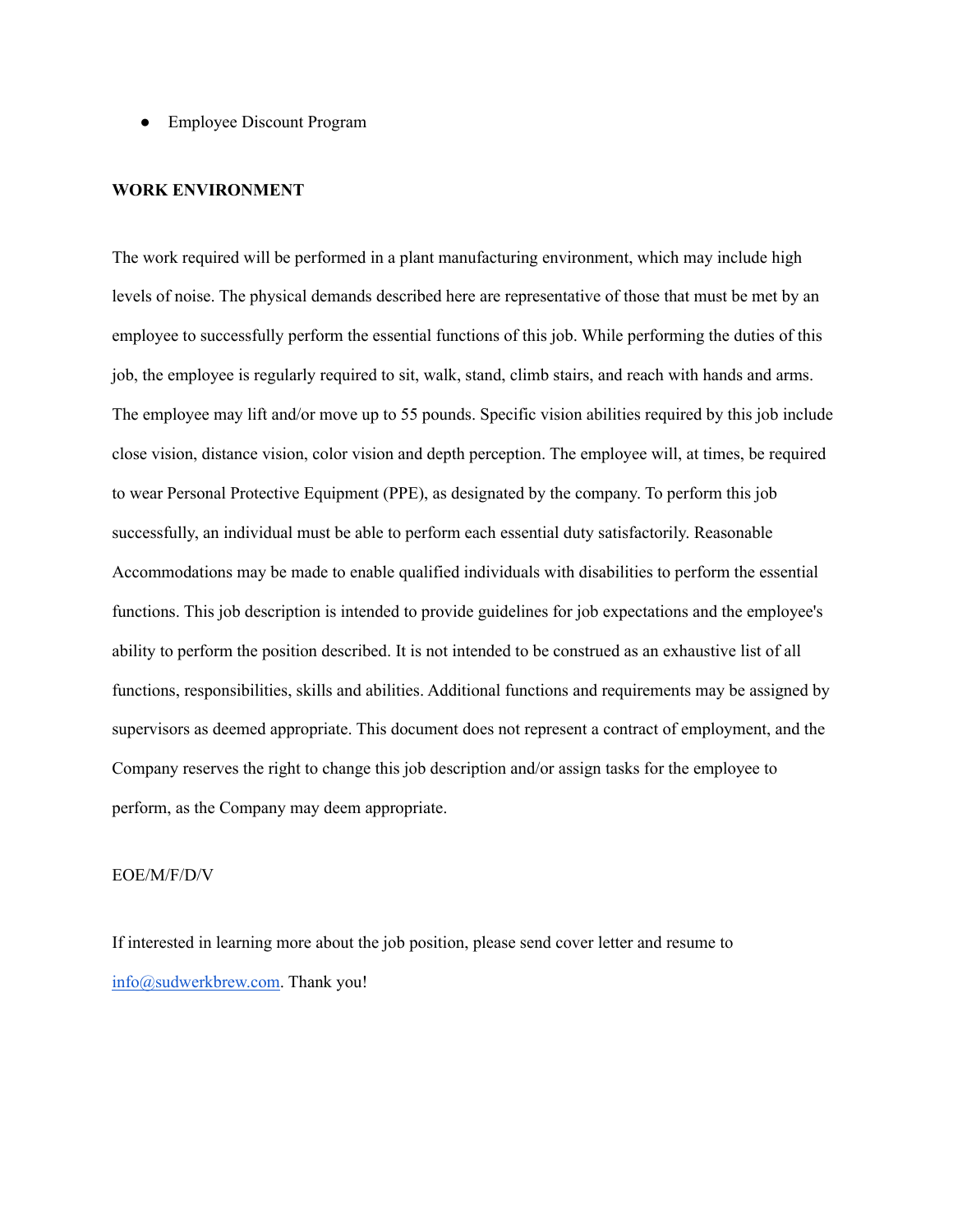- Employee Discount Program

**WORK ENVIRONMENT**

The work required will be performed in a plant manufacturing environment, which may include high levels of noise. The physical demands described here are representative of those that must be met by an employee to successfully perform the essential functions of this job. While performing the duties of this job, the employee is regularly required to sit, walk, stand, climb stairs, and reach with hands and arms. The employee may lift and/or move up to 55 pounds. Specific vision abilities required by this job include close vision, distance vision, color vision and depth perception. The employee will, at times, be required to wear Personal Protective Equipment (PPE), as designated by the company. To perform this job successfully, an individual must be able to perform each essential duty satisfactorily. Reasonable Accommodations may be made to enable qualified individuals with disabilities to perform the essential functions. This job description is intended to provide guidelines for job expectations and the employee's ability to perform the position described. It is not intended to be construed as an exhaustive list of all functions, responsibilities, skills and abilities. Additional functions and requirements may be assigned by supervisors as deemed appropriate. This document does not represent a contract of employment, and the Company reserves the right to change this job description and/or assign tasks for the employee to perform, as the Company may deem appropriate.

EOE/M/F/D/V

If interested in learning more about the job position, please send cover letter and resume to [info@sudwerkbrew.com](mailto:info@sudwerkbrew.com). Thank you!